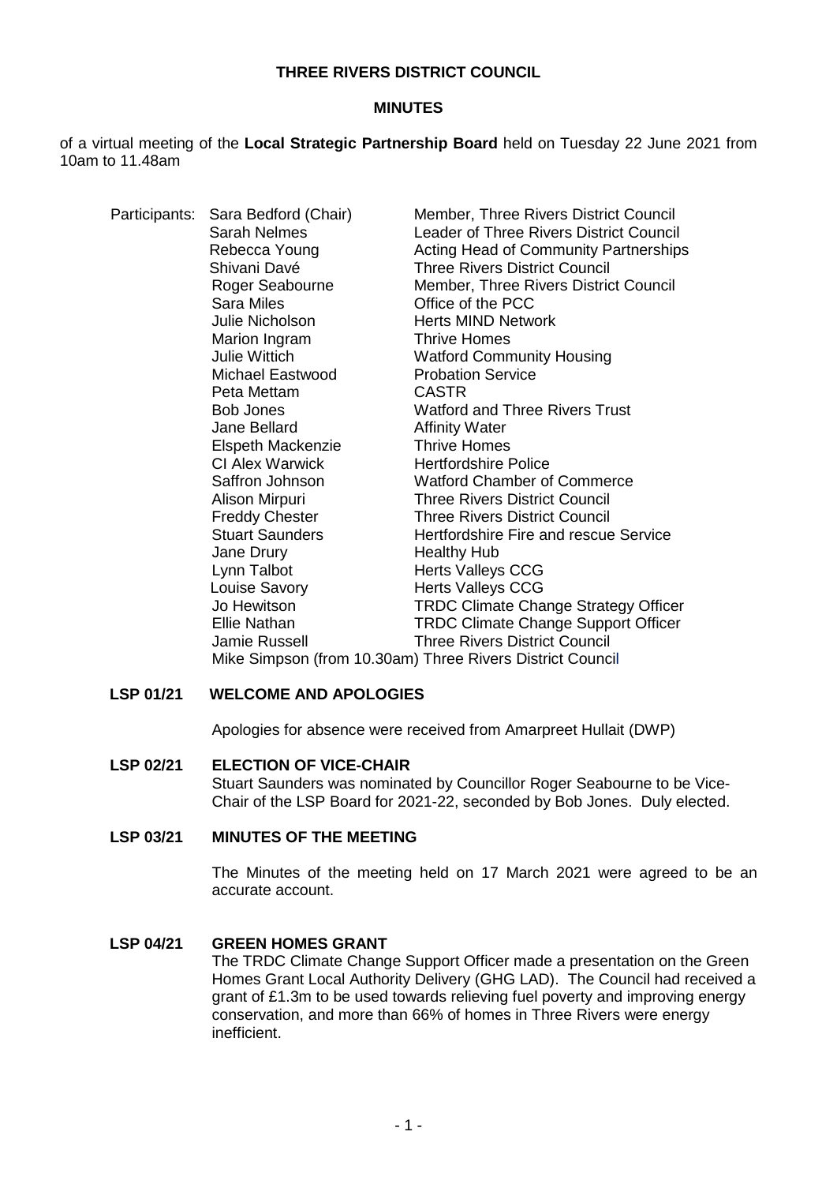**THREE RIVERS DISTRICT COUNCIL**

**MINUTES**

of a virtual meeting of the **Local Strategic Partnership Board** held on Tuesday 22 June 2021 from 10am to 11.48am

Participants:

| Name | Organisation |
|---|---|
| Sara Bedford (Chair) | Member, Three Rivers District Council |
| Sarah Nelmes | Leader of Three Rivers District Council |
| Rebecca Young | Acting Head of Community Partnerships |
| Shivani Davé | Three Rivers District Council |
| Roger Seabourne | Member, Three Rivers District Council |
| Sara Miles | Office of the PCC |
| Julie Nicholson | Herts MIND Network |
| Marion Ingram | Thrive Homes |
| Julie Wittich | Watford Community Housing |
| Michael Eastwood | Probation Service |
| Peta Mettam | CASTR |
| Bob Jones | Watford and Three Rivers Trust |
| Jane Bellard | Affinity Water |
| Elspeth Mackenzie | Thrive Homes |
| CI Alex Warwick | Hertfordshire Police |
| Saffron Johnson | Watford Chamber of Commerce |
| Alison Mirpuri | Three Rivers District Council |
| Freddy Chester | Three Rivers District Council |
| Stuart Saunders | Hertfordshire Fire and rescue Service |
| Jane Drury | Healthy Hub |
| Lynn Talbot | Herts Valleys CCG |
| Louise Savory | Herts Valleys CCG |
| Jo Hewitson | TRDC Climate Change Strategy Officer |
| Ellie Nathan | TRDC Climate Change Support Officer |
| Jamie Russell | Three Rivers District Council |
| Mike Simpson (from 10.30am) | Three Rivers District Council |

**LSP 01/21 WELCOME AND APOLOGIES**

Apologies for absence were received from Amarpreet Hullait (DWP)

**LSP 02/21 ELECTION OF VICE-CHAIR**

Stuart Saunders was nominated by Councillor Roger Seabourne to be Vice-Chair of the LSP Board for 2021-22, seconded by Bob Jones. Duly elected.

**LSP 03/21 MINUTES OF THE MEETING**

The Minutes of the meeting held on 17 March 2021 were agreed to be an accurate account.

**LSP 04/21 GREEN HOMES GRANT**

The TRDC Climate Change Support Officer made a presentation on the Green Homes Grant Local Authority Delivery (GHG LAD). The Council had received a grant of £1.3m to be used towards relieving fuel poverty and improving energy conservation, and more than 66% of homes in Three Rivers were energy inefficient.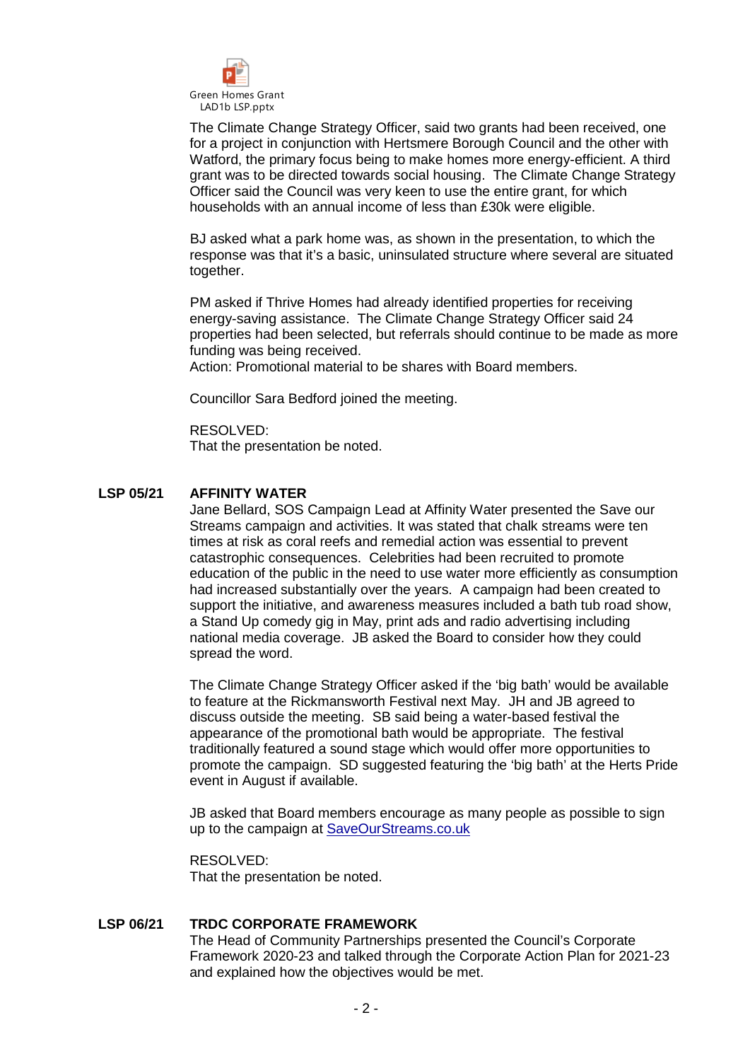Green Homes Grant LAD1b LSP.pptx

The Climate Change Strategy Officer, said two grants had been received, one for a project in conjunction with Hertsmere Borough Council and the other with Watford, the primary focus being to make homes more energy-efficient. A third grant was to be directed towards social housing. The Climate Change Strategy Officer said the Council was very keen to use the entire grant, for which households with an annual income of less than £30k were eligible.

BJ asked what a park home was, as shown in the presentation, to which the response was that it's a basic, uninsulated structure where several are situated together.

PM asked if Thrive Homes had already identified properties for receiving energy-saving assistance. The Climate Change Strategy Officer said 24 properties had been selected, but referrals should continue to be made as more funding was being received.
Action: Promotional material to be shares with Board members.

Councillor Sara Bedford joined the meeting.

RESOLVED:
That the presentation be noted.

## LSP 05/21 AFFINITY WATER

Jane Bellard, SOS Campaign Lead at Affinity Water presented the Save our Streams campaign and activities. It was stated that chalk streams were ten times at risk as coral reefs and remedial action was essential to prevent catastrophic consequences. Celebrities had been recruited to promote education of the public in the need to use water more efficiently as consumption had increased substantially over the years. A campaign had been created to support the initiative, and awareness measures included a bath tub road show, a Stand Up comedy gig in May, print ads and radio advertising including national media coverage. JB asked the Board to consider how they could spread the word.

The Climate Change Strategy Officer asked if the 'big bath' would be available to feature at the Rickmansworth Festival next May. JH and JB agreed to discuss outside the meeting. SB said being a water-based festival the appearance of the promotional bath would be appropriate. The festival traditionally featured a sound stage which would offer more opportunities to promote the campaign. SD suggested featuring the 'big bath' at the Herts Pride event in August if available.

JB asked that Board members encourage as many people as possible to sign up to the campaign at [SaveOurStreams.co.uk](SaveOurStreams.co.uk)

RESOLVED:
That the presentation be noted.

## LSP 06/21 TRDC CORPORATE FRAMEWORK

The Head of Community Partnerships presented the Council's Corporate Framework 2020-23 and talked through the Corporate Action Plan for 2021-23 and explained how the objectives would be met.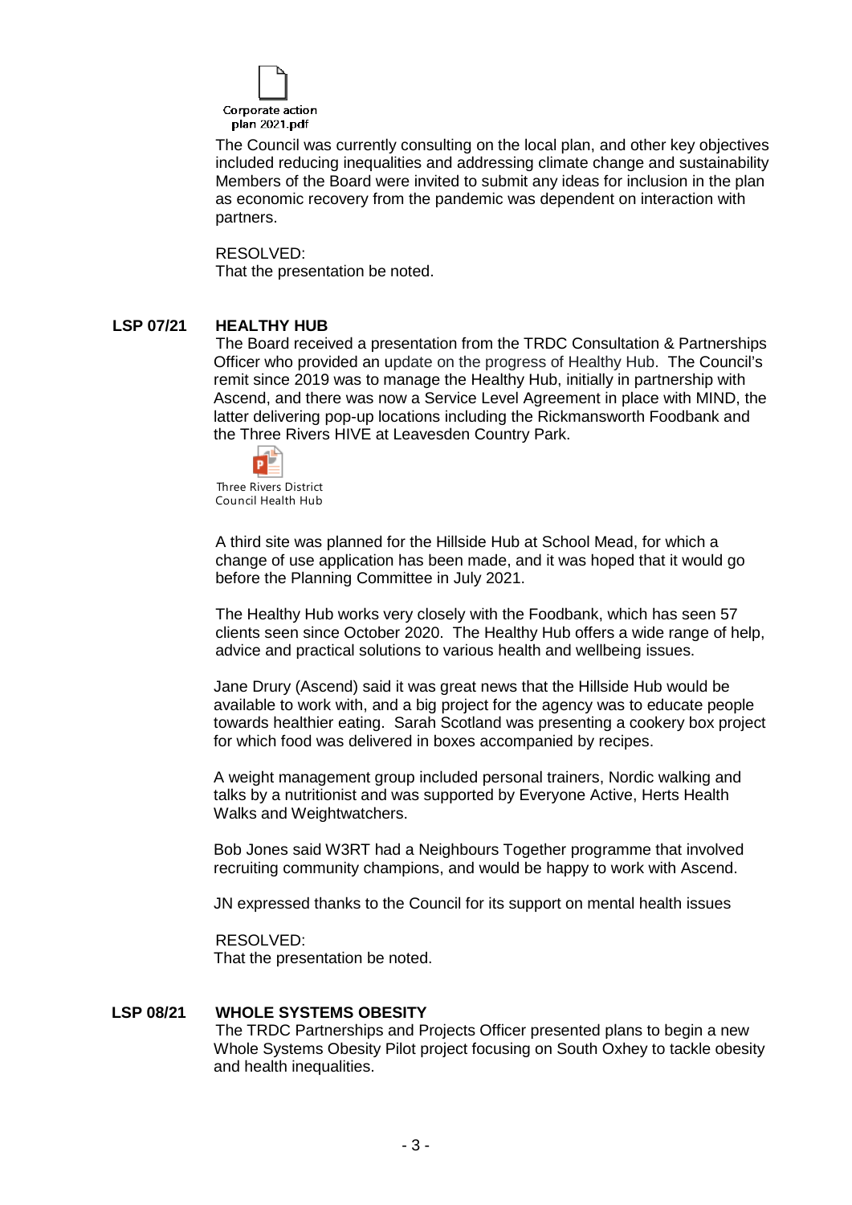Corporate action plan 2021.pdf

The Council was currently consulting on the local plan, and other key objectives included reducing inequalities and addressing climate change and sustainability Members of the Board were invited to submit any ideas for inclusion in the plan as economic recovery from the pandemic was dependent on interaction with partners.

RESOLVED:
That the presentation be noted.

**LSP 07/21 HEALTHY HUB**

The Board received a presentation from the TRDC Consultation & Partnerships Officer who provided an update on the progress of Healthy Hub. The Council's remit since 2019 was to manage the Healthy Hub, initially in partnership with Ascend, and there was now a Service Level Agreement in place with MIND, the latter delivering pop-up locations including the Rickmansworth Foodbank and the Three Rivers HIVE at Leavesden Country Park.

Three Rivers District Council Health Hub

A third site was planned for the Hillside Hub at School Mead, for which a change of use application has been made, and it was hoped that it would go before the Planning Committee in July 2021.

The Healthy Hub works very closely with the Foodbank, which has seen 57 clients seen since October 2020. The Healthy Hub offers a wide range of help, advice and practical solutions to various health and wellbeing issues.

Jane Drury (Ascend) said it was great news that the Hillside Hub would be available to work with, and a big project for the agency was to educate people towards healthier eating. Sarah Scotland was presenting a cookery box project for which food was delivered in boxes accompanied by recipes.

A weight management group included personal trainers, Nordic walking and talks by a nutritionist and was supported by Everyone Active, Herts Health Walks and Weightwatchers.

Bob Jones said W3RT had a Neighbours Together programme that involved recruiting community champions, and would be happy to work with Ascend.

JN expressed thanks to the Council for its support on mental health issues

RESOLVED:
That the presentation be noted.

**LSP 08/21 WHOLE SYSTEMS OBESITY**

The TRDC Partnerships and Projects Officer presented plans to begin a new Whole Systems Obesity Pilot project focusing on South Oxhey to tackle obesity and health inequalities.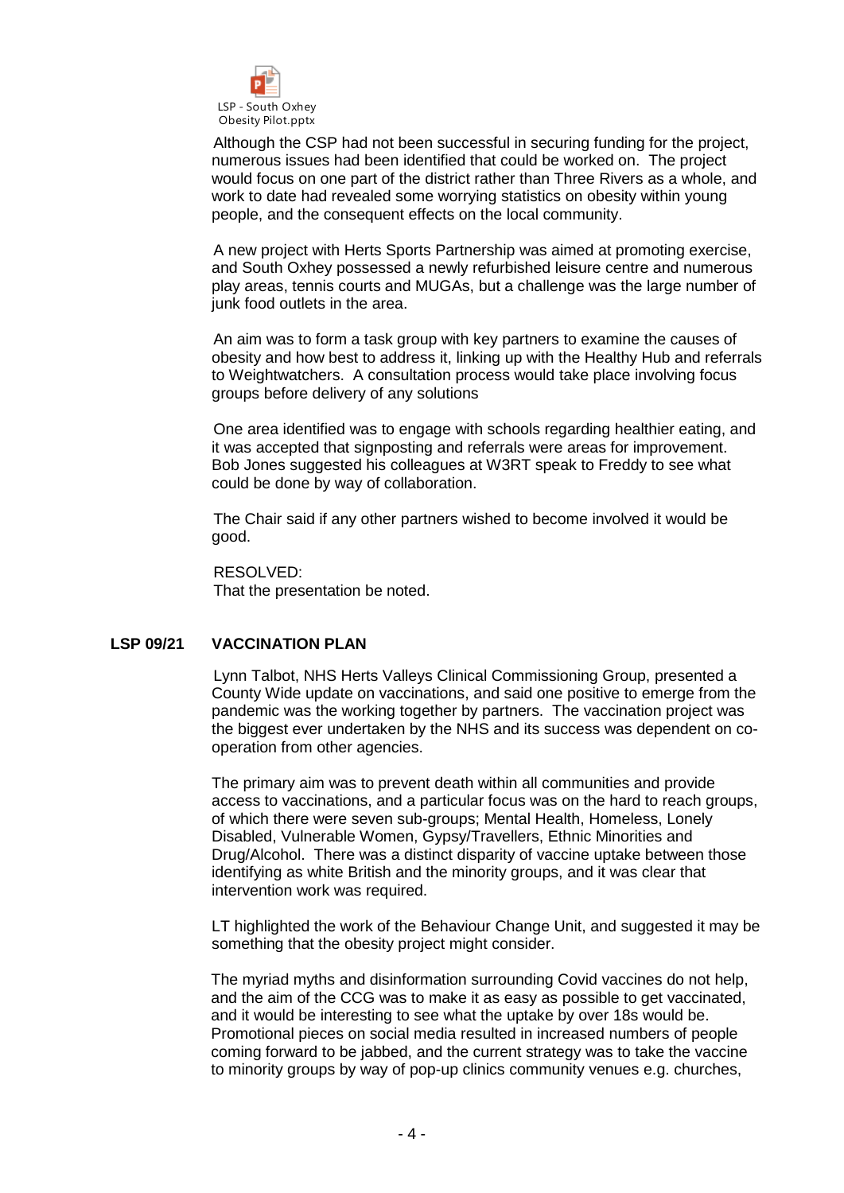LSP - South Oxhey Obesity Pilot.pptx

Although the CSP had not been successful in securing funding for the project, numerous issues had been identified that could be worked on. The project would focus on one part of the district rather than Three Rivers as a whole, and work to date had revealed some worrying statistics on obesity within young people, and the consequent effects on the local community.

A new project with Herts Sports Partnership was aimed at promoting exercise, and South Oxhey possessed a newly refurbished leisure centre and numerous play areas, tennis courts and MUGAs, but a challenge was the large number of junk food outlets in the area.

An aim was to form a task group with key partners to examine the causes of obesity and how best to address it, linking up with the Healthy Hub and referrals to Weightwatchers. A consultation process would take place involving focus groups before delivery of any solutions

One area identified was to engage with schools regarding healthier eating, and it was accepted that signposting and referrals were areas for improvement. Bob Jones suggested his colleagues at W3RT speak to Freddy to see what could be done by way of collaboration.

The Chair said if any other partners wished to become involved it would be good.

RESOLVED:
That the presentation be noted.

## LSP 09/21 VACCINATION PLAN

Lynn Talbot, NHS Herts Valleys Clinical Commissioning Group, presented a County Wide update on vaccinations, and said one positive to emerge from the pandemic was the working together by partners. The vaccination project was the biggest ever undertaken by the NHS and its success was dependent on co-operation from other agencies.

The primary aim was to prevent death within all communities and provide access to vaccinations, and a particular focus was on the hard to reach groups, of which there were seven sub-groups; Mental Health, Homeless, Lonely Disabled, Vulnerable Women, Gypsy/Travellers, Ethnic Minorities and Drug/Alcohol. There was a distinct disparity of vaccine uptake between those identifying as white British and the minority groups, and it was clear that intervention work was required.

LT highlighted the work of the Behaviour Change Unit, and suggested it may be something that the obesity project might consider.

The myriad myths and disinformation surrounding Covid vaccines do not help, and the aim of the CCG was to make it as easy as possible to get vaccinated, and it would be interesting to see what the uptake by over 18s would be. Promotional pieces on social media resulted in increased numbers of people coming forward to be jabbed, and the current strategy was to take the vaccine to minority groups by way of pop-up clinics community venues e.g. churches,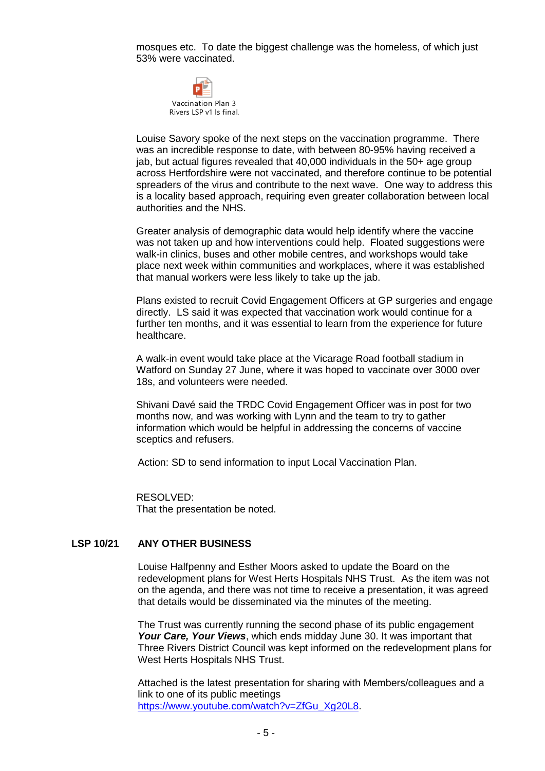mosques etc. To date the biggest challenge was the homeless, of which just 53% were vaccinated.

Vaccination Plan 3 Rivers LSP v1 ls final.

Louise Savory spoke of the next steps on the vaccination programme. There was an incredible response to date, with between 80-95% having received a jab, but actual figures revealed that 40,000 individuals in the 50+ age group across Hertfordshire were not vaccinated, and therefore continue to be potential spreaders of the virus and contribute to the next wave. One way to address this is a locality based approach, requiring even greater collaboration between local authorities and the NHS.

Greater analysis of demographic data would help identify where the vaccine was not taken up and how interventions could help. Floated suggestions were walk-in clinics, buses and other mobile centres, and workshops would take place next week within communities and workplaces, where it was established that manual workers were less likely to take up the jab.

Plans existed to recruit Covid Engagement Officers at GP surgeries and engage directly. LS said it was expected that vaccination work would continue for a further ten months, and it was essential to learn from the experience for future healthcare.

A walk-in event would take place at the Vicarage Road football stadium in Watford on Sunday 27 June, where it was hoped to vaccinate over 3000 over 18s, and volunteers were needed.

Shivani Davé said the TRDC Covid Engagement Officer was in post for two months now, and was working with Lynn and the team to try to gather information which would be helpful in addressing the concerns of vaccine sceptics and refusers.

Action: SD to send information to input Local Vaccination Plan.

RESOLVED:
That the presentation be noted.

## LSP 10/21 ANY OTHER BUSINESS

Louise Halfpenny and Esther Moors asked to update the Board on the redevelopment plans for West Herts Hospitals NHS Trust. As the item was not on the agenda, and there was not time to receive a presentation, it was agreed that details would be disseminated via the minutes of the meeting.

The Trust was currently running the second phase of its public engagement ***Your Care, Your Views***, which ends midday June 30. It was important that Three Rivers District Council was kept informed on the redevelopment plans for West Herts Hospitals NHS Trust.

Attached is the latest presentation for sharing with Members/colleagues and a link to one of its public meetings
https://www.youtube.com/watch?v=ZfGu_Xg20L8.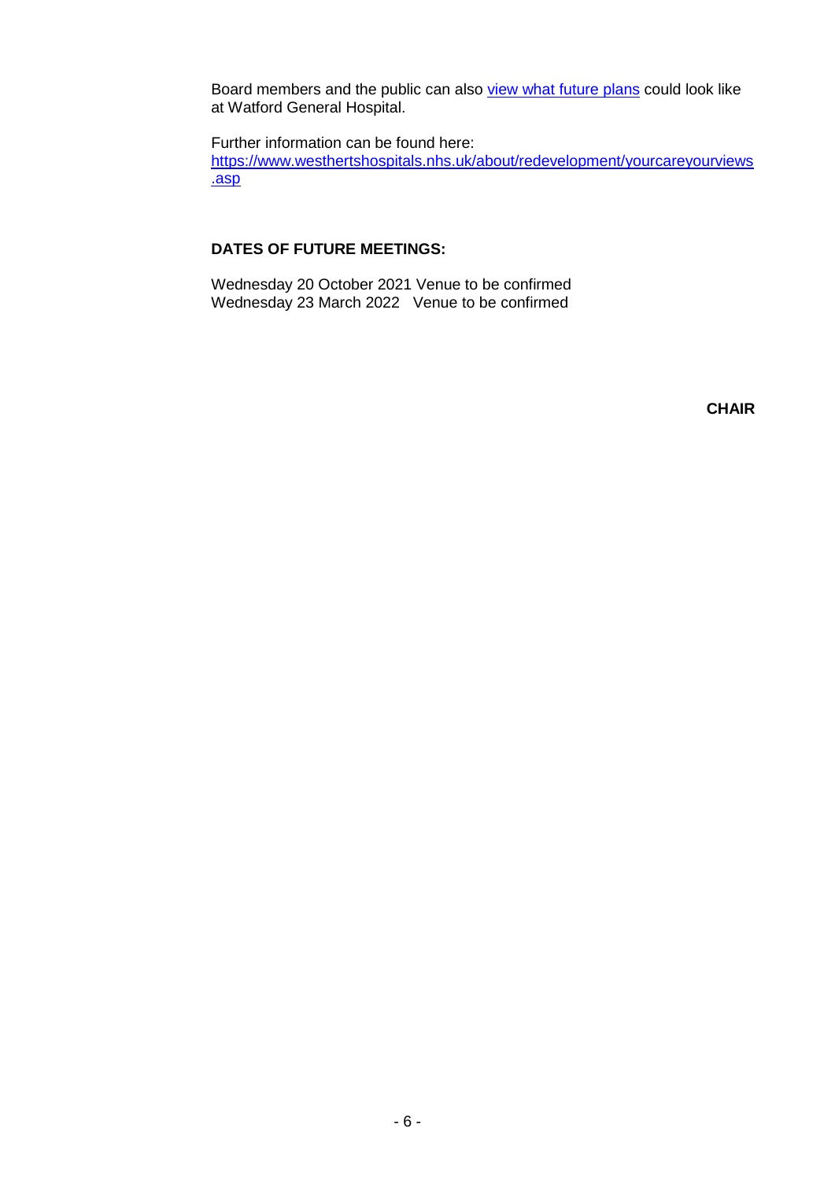Board members and the public can also [view what future plans] could look like at Watford General Hospital.

Further information can be found here:
https://www.westhertshospitals.nhs.uk/about/redevelopment/yourcareyourviews.asp

**DATES OF FUTURE MEETINGS:**

Wednesday 20 October 2021 Venue to be confirmed
Wednesday 23 March 2022 Venue to be confirmed

**CHAIR**